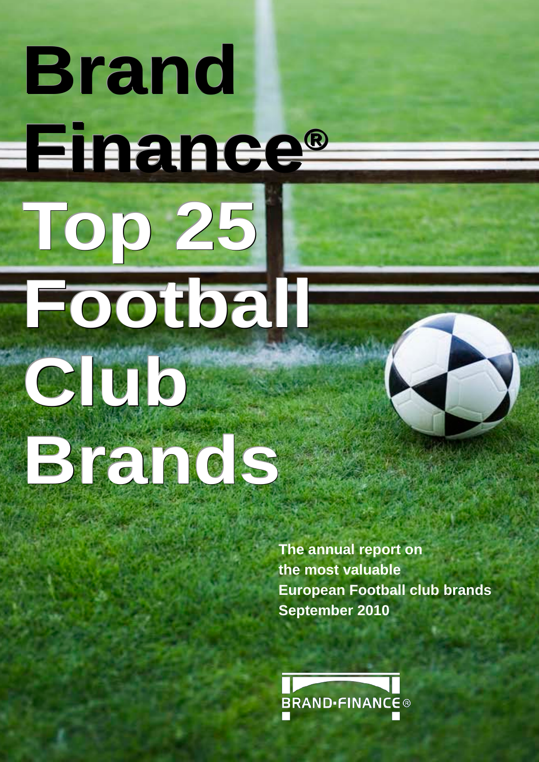# Brand Finance® Top 25 Football Club Brands

**The annual report on the most valuable European Football club brands September 2010**

BRAND-FINANCE®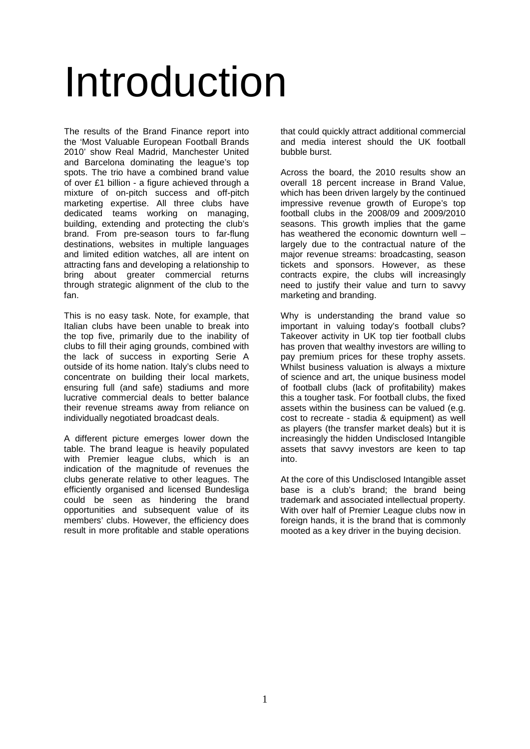# Introduction

The results of the Brand Finance report into the 'Most Valuable European Football Brands 2010' show Real Madrid, Manchester United and Barcelona dominating the league's top spots. The trio have a combined brand value of over £1 billion - a figure achieved through a mixture of on-pitch success and off-pitch marketing expertise. All three clubs have dedicated teams working on managing, building, extending and protecting the club's brand. From pre-season tours to far-flung destinations, websites in multiple languages and limited edition watches, all are intent on attracting fans and developing a relationship to bring about greater commercial returns through strategic alignment of the club to the fan.

This is no easy task. Note, for example, that Italian clubs have been unable to break into the top five, primarily due to the inability of clubs to fill their aging grounds, combined with the lack of success in exporting Serie A outside of its home nation. Italy's clubs need to concentrate on building their local markets, ensuring full (and safe) stadiums and more lucrative commercial deals to better balance their revenue streams away from reliance on individually negotiated broadcast deals.

A different picture emerges lower down the table. The brand league is heavily populated with Premier league clubs, which is an indication of the magnitude of revenues the clubs generate relative to other leagues. The efficiently organised and licensed Bundesliga could be seen as hindering the brand opportunities and subsequent value of its members' clubs. However, the efficiency does result in more profitable and stable operations that could quickly attract additional commercial and media interest should the UK football bubble burst.

Across the board, the 2010 results show an overall 18 percent increase in Brand Value, which has been driven largely by the continued impressive revenue growth of Europe's top football clubs in the 2008/09 and 2009/2010 seasons. This growth implies that the game has weathered the economic downturn well – largely due to the contractual nature of the major revenue streams: broadcasting, season tickets and sponsors. However, as these contracts expire, the clubs will increasingly need to justify their value and turn to savvy marketing and branding.

Why is understanding the brand value so important in valuing today's football clubs? Takeover activity in UK top tier football clubs has proven that wealthy investors are willing to pay premium prices for these trophy assets. Whilst business valuation is always a mixture of science and art, the unique business model of football clubs (lack of profitability) makes this a tougher task. For football clubs, the fixed assets within the business can be valued (e.g. cost to recreate - stadia & equipment) as well as players (the transfer market deals) but it is increasingly the hidden Undisclosed Intangible assets that savvy investors are keen to tap into.

At the core of this Undisclosed Intangible asset base is a club's brand; the brand being trademark and associated intellectual property. With over half of Premier League clubs now in foreign hands, it is the brand that is commonly mooted as a key driver in the buying decision.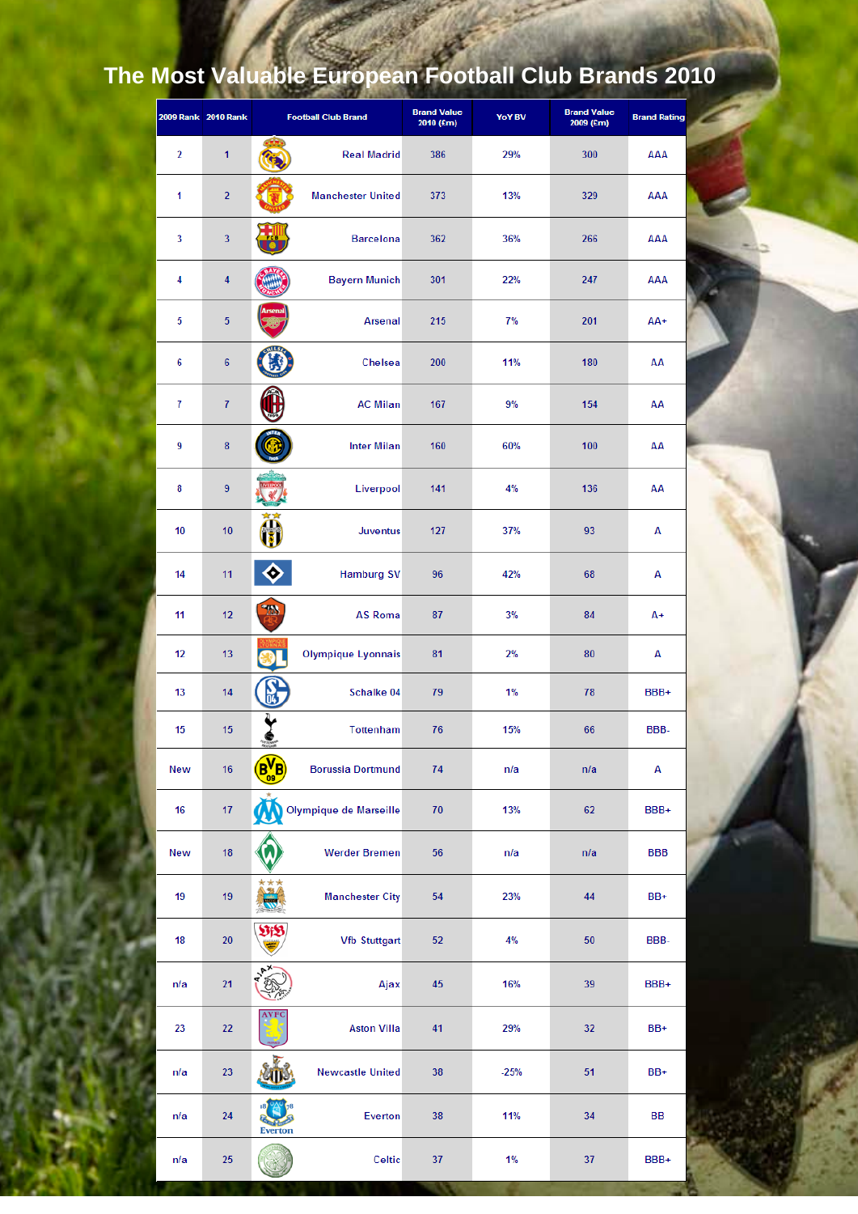# The Most Valuable European Football Club Brands 2010

| 2009 Rank | 2010 Rank | Football Club Brand | Brand Value 2010 (£m) | YoY BV | Brand Value 2009 (£m) | Brand Rating |
|---|---|---|---|---|---|---|
| 2 | 1 | Real Madrid | 386 | 29% | 300 | AAA |
| 1 | 2 | Manchester United | 373 | 13% | 329 | AAA |
| 3 | 3 | Barcelona | 362 | 36% | 266 | AAA |
| 4 | 4 | Bayern Munich | 301 | 22% | 247 | AAA |
| 5 | 5 | Arsenal | 215 | 7% | 201 | AA+ |
| 6 | 6 | Chelsea | 200 | 11% | 180 | AA |
| 7 | 7 | AC Milan | 167 | 9% | 154 | AA |
| 9 | 8 | Inter Milan | 160 | 60% | 100 | AA |
| 8 | 9 | Liverpool | 141 | 4% | 136 | AA |
| 10 | 10 | Juventus | 127 | 37% | 93 | A |
| 14 | 11 | Hamburg SV | 96 | 42% | 68 | A |
| 11 | 12 | AS Roma | 87 | 3% | 84 | A+ |
| 12 | 13 | Olympique Lyonnais | 81 | 2% | 80 | A |
| 13 | 14 | Schalke 04 | 79 | 1% | 78 | BBB+ |
| 15 | 15 | Tottenham | 76 | 15% | 66 | BBB- |
| New | 16 | Borussia Dortmund | 74 | n/a | n/a | A |
| 16 | 17 | Olympique de Marseille | 70 | 13% | 62 | BBB+ |
| New | 18 | Werder Bremen | 56 | n/a | n/a | BBB |
| 19 | 19 | Manchester City | 54 | 23% | 44 | BB+ |
| 18 | 20 | Vfb Stuttgart | 52 | 4% | 50 | BBB- |
| n/a | 21 | Ajax | 45 | 16% | 39 | BBB+ |
| 23 | 22 | Aston Villa | 41 | 29% | 32 | BB+ |
| n/a | 23 | Newcastle United | 38 | -25% | 51 | BB+ |
| n/a | 24 | Everton | 38 | 11% | 34 | BB |
| n/a | 25 | Celtic | 37 | 1% | 37 | BBB+ |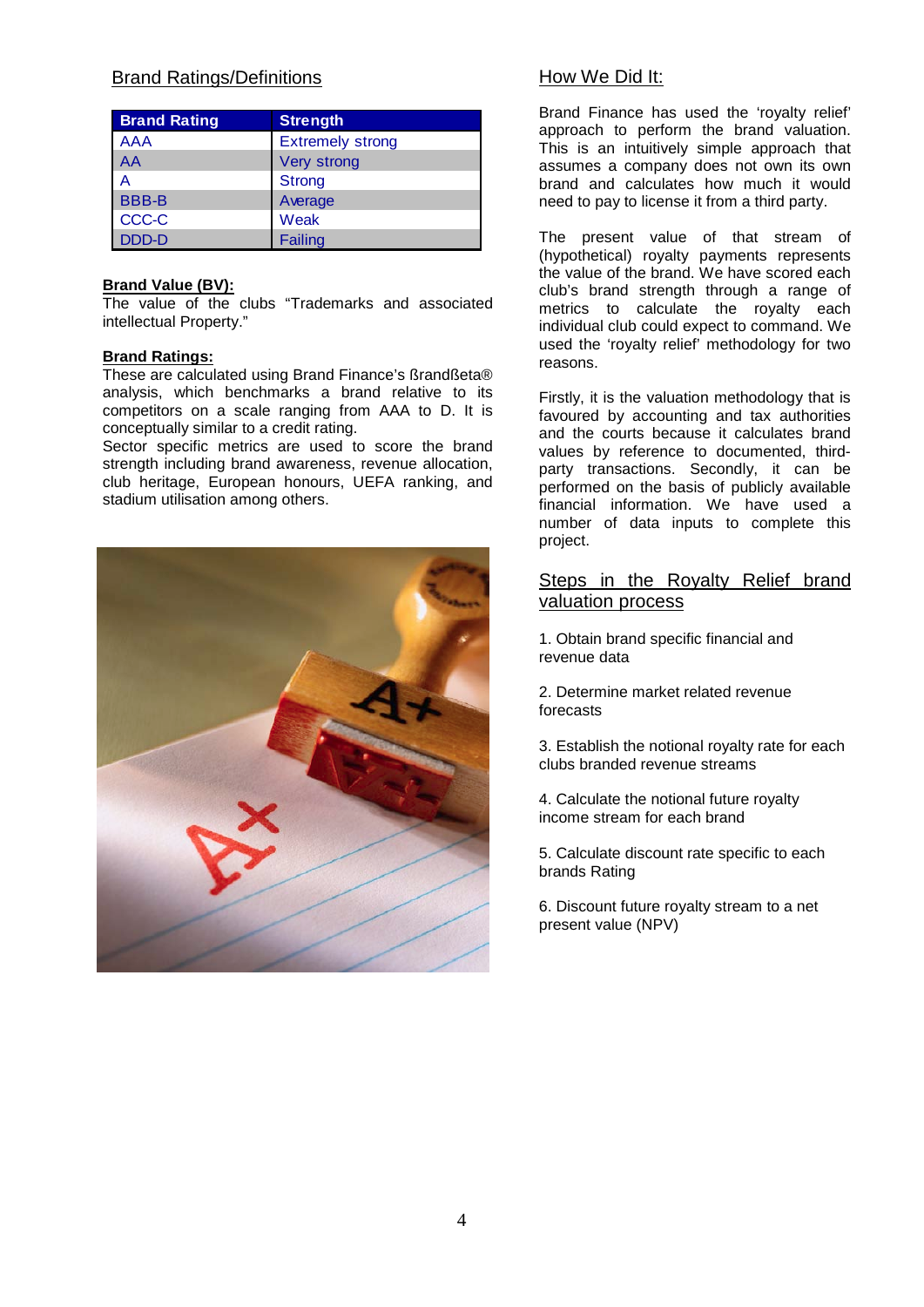## Brand Ratings/Definitions

| Brand Rating | Strength |
|---|---|
| AAA | Extremely strong |
| AA | Very strong |
| A | Strong |
| BBB-B | Average |
| CCC-C | Weak |
| DDD-D | Failing |

**Brand Value (BV):**
The value of the clubs "Trademarks and associated intellectual Property."

**Brand Ratings:**
These are calculated using Brand Finance's ßrandßeta® analysis, which benchmarks a brand relative to its competitors on a scale ranging from AAA to D. It is conceptually similar to a credit rating.
Sector specific metrics are used to score the brand strength including brand awareness, revenue allocation, club heritage, European honours, UEFA ranking, and stadium utilisation among others.

## How We Did It:

Brand Finance has used the 'royalty relief' approach to perform the brand valuation. This is an intuitively simple approach that assumes a company does not own its own brand and calculates how much it would need to pay to license it from a third party.

The present value of that stream of (hypothetical) royalty payments represents the value of the brand. We have scored each club's brand strength through a range of metrics to calculate the royalty each individual club could expect to command. We used the 'royalty relief' methodology for two reasons.

Firstly, it is the valuation methodology that is favoured by accounting and tax authorities and the courts because it calculates brand values by reference to documented, third-party transactions. Secondly, it can be performed on the basis of publicly available financial information. We have used a number of data inputs to complete this project.

## Steps in the Royalty Relief brand valuation process

1. Obtain brand specific financial and revenue data

2. Determine market related revenue forecasts

3. Establish the notional royalty rate for each clubs branded revenue streams

4. Calculate the notional future royalty income stream for each brand

5. Calculate discount rate specific to each brands Rating

6. Discount future royalty stream to a net present value (NPV)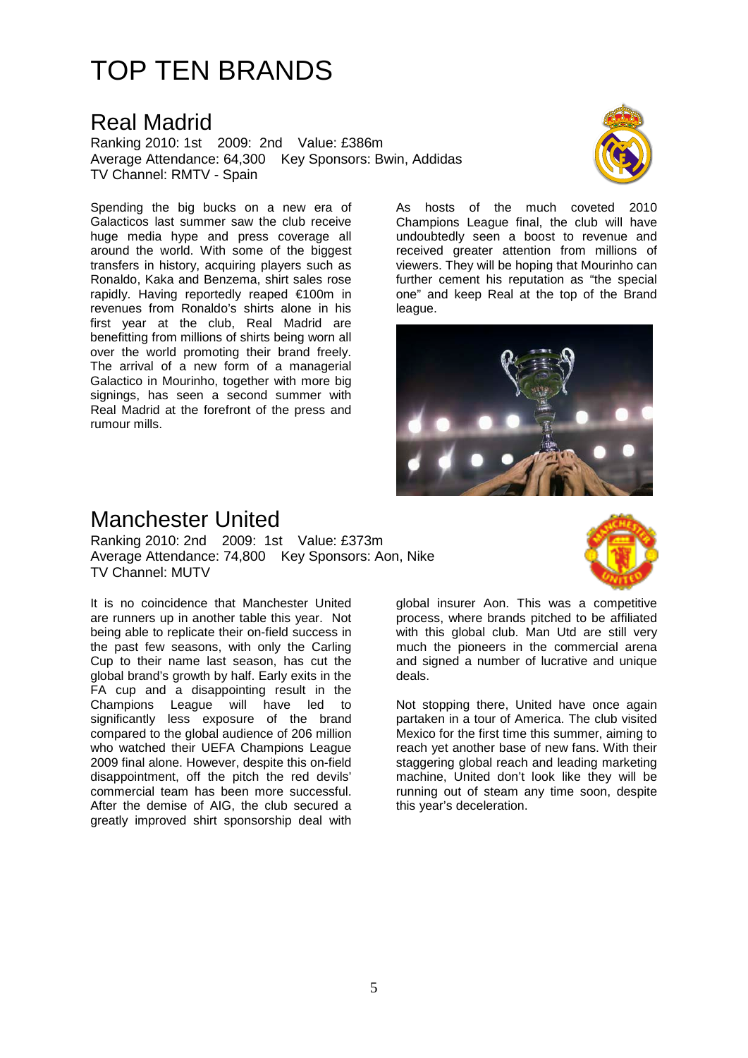# TOP TEN BRANDS

## Real Madrid

Ranking 2010: 1st 2009: 2nd Value: £386m
Average Attendance: 64,300 Key Sponsors: Bwin, Addidas
TV Channel: RMTV - Spain

Spending the big bucks on a new era of Galacticos last summer saw the club receive huge media hype and press coverage all around the world. With some of the biggest transfers in history, acquiring players such as Ronaldo, Kaka and Benzema, shirt sales rose rapidly. Having reportedly reaped €100m in revenues from Ronaldo's shirts alone in his first year at the club, Real Madrid are benefitting from millions of shirts being worn all over the world promoting their brand freely. The arrival of a new form of a managerial Galactico in Mourinho, together with more big signings, has seen a second summer with Real Madrid at the forefront of the press and rumour mills.

As hosts of the much coveted 2010 Champions League final, the club will have undoubtedly seen a boost to revenue and received greater attention from millions of viewers. They will be hoping that Mourinho can further cement his reputation as "the special one" and keep Real at the top of the Brand league.

## Manchester United

Ranking 2010: 2nd 2009: 1st Value: £373m
Average Attendance: 74,800 Key Sponsors: Aon, Nike
TV Channel: MUTV

It is no coincidence that Manchester United are runners up in another table this year. Not being able to replicate their on-field success in the past few seasons, with only the Carling Cup to their name last season, has cut the global brand's growth by half. Early exits in the FA cup and a disappointing result in the Champions League will have led to significantly less exposure of the brand compared to the global audience of 206 million who watched their UEFA Champions League 2009 final alone. However, despite this on-field disappointment, off the pitch the red devils' commercial team has been more successful. After the demise of AIG, the club secured a greatly improved shirt sponsorship deal with global insurer Aon. This was a competitive process, where brands pitched to be affiliated with this global club. Man Utd are still very much the pioneers in the commercial arena and signed a number of lucrative and unique deals.

Not stopping there, United have once again partaken in a tour of America. The club visited Mexico for the first time this summer, aiming to reach yet another base of new fans. With their staggering global reach and leading marketing machine, United don't look like they will be running out of steam any time soon, despite this year's deceleration.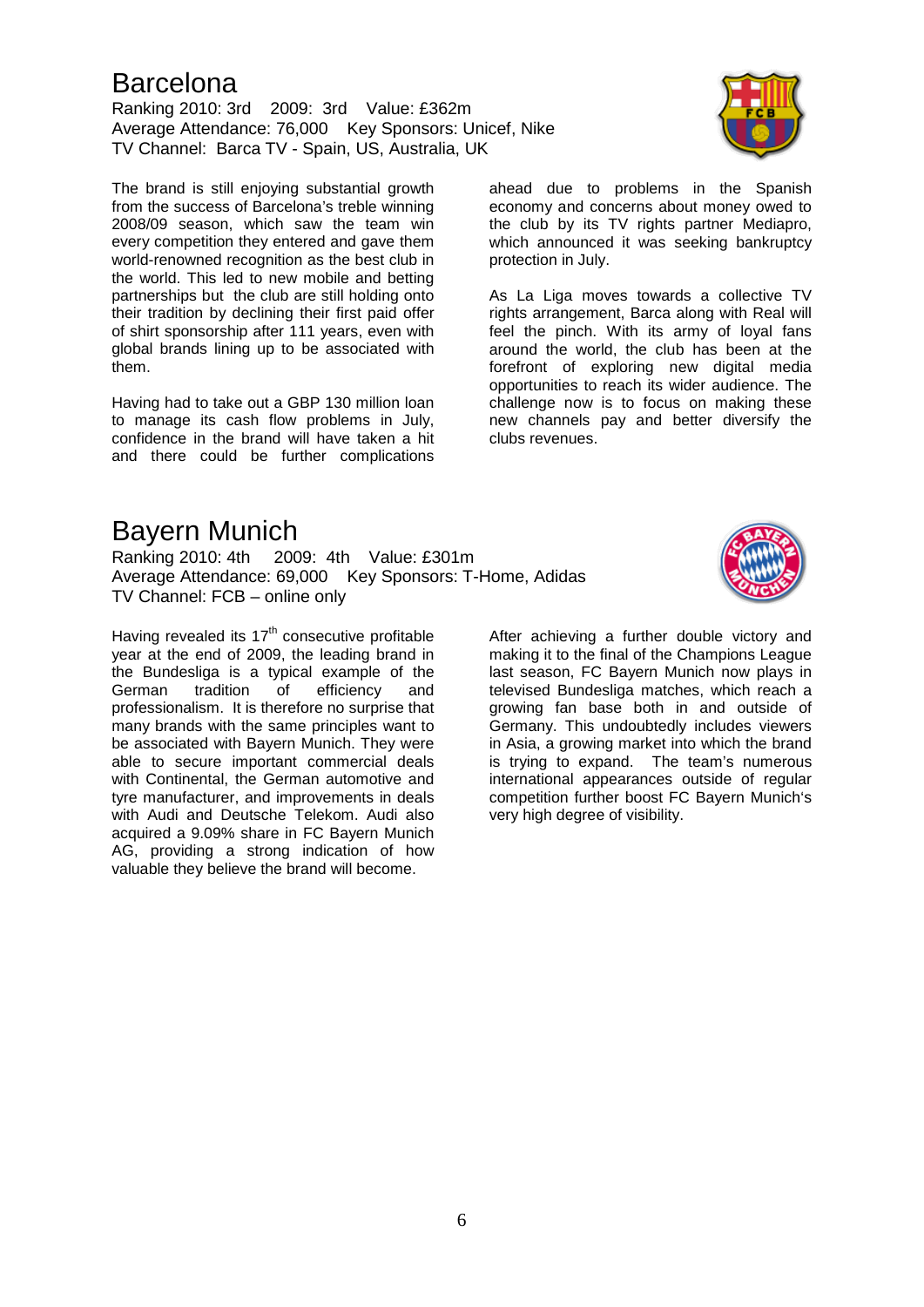# Barcelona

Ranking 2010: 3rd 2009: 3rd Value: £362m
Average Attendance: 76,000 Key Sponsors: Unicef, Nike
TV Channel: Barca TV - Spain, US, Australia, UK

The brand is still enjoying substantial growth from the success of Barcelona's treble winning 2008/09 season, which saw the team win every competition they entered and gave them world-renowned recognition as the best club in the world. This led to new mobile and betting partnerships but the club are still holding onto their tradition by declining their first paid offer of shirt sponsorship after 111 years, even with global brands lining up to be associated with them.

Having had to take out a GBP 130 million loan to manage its cash flow problems in July, confidence in the brand will have taken a hit and there could be further complications ahead due to problems in the Spanish economy and concerns about money owed to the club by its TV rights partner Mediapro, which announced it was seeking bankruptcy protection in July.

As La Liga moves towards a collective TV rights arrangement, Barca along with Real will feel the pinch. With its army of loyal fans around the world, the club has been at the forefront of exploring new digital media opportunities to reach its wider audience. The challenge now is to focus on making these new channels pay and better diversify the clubs revenues.

# Bayern Munich

Ranking 2010: 4th 2009: 4th Value: £301m
Average Attendance: 69,000 Key Sponsors: T-Home, Adidas
TV Channel: FCB – online only

Having revealed its 17th consecutive profitable year at the end of 2009, the leading brand in the Bundesliga is a typical example of the German tradition of efficiency and professionalism. It is therefore no surprise that many brands with the same principles want to be associated with Bayern Munich. They were able to secure important commercial deals with Continental, the German automotive and tyre manufacturer, and improvements in deals with Audi and Deutsche Telekom. Audi also acquired a 9.09% share in FC Bayern Munich AG, providing a strong indication of how valuable they believe the brand will become.

After achieving a further double victory and making it to the final of the Champions League last season, FC Bayern Munich now plays in televised Bundesliga matches, which reach a growing fan base both in and outside of Germany. This undoubtedly includes viewers in Asia, a growing market into which the brand is trying to expand. The team's numerous international appearances outside of regular competition further boost FC Bayern Munich's very high degree of visibility.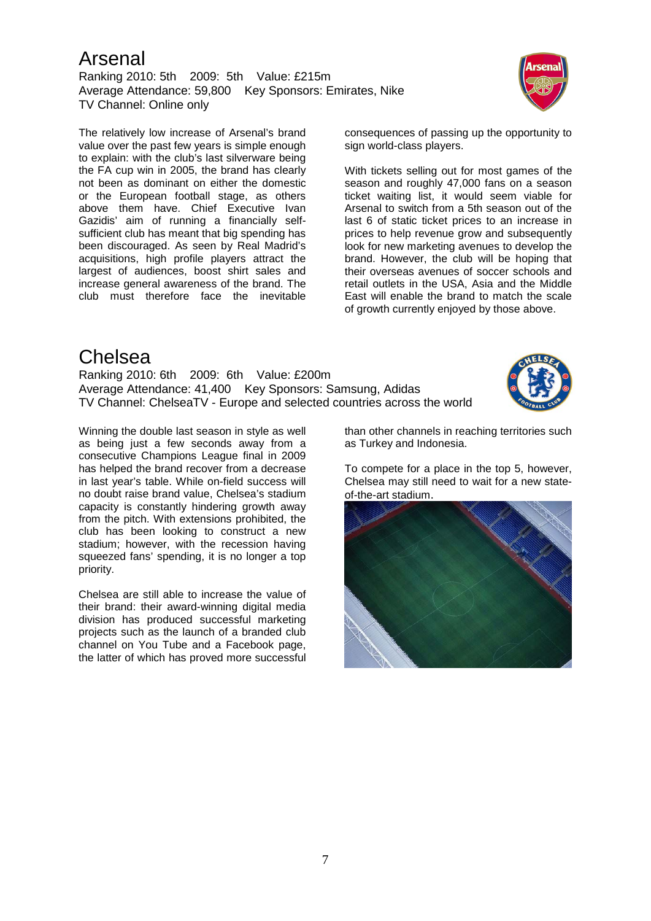## Arsenal

Ranking 2010: 5th  2009: 5th  Value: £215m
Average Attendance: 59,800  Key Sponsors: Emirates, Nike
TV Channel: Online only

The relatively low increase of Arsenal's brand value over the past few years is simple enough to explain: with the club's last silverware being the FA cup win in 2005, the brand has clearly not been as dominant on either the domestic or the European football stage, as others above them have. Chief Executive Ivan Gazidis' aim of running a financially self-sufficient club has meant that big spending has been discouraged. As seen by Real Madrid's acquisitions, high profile players attract the largest of audiences, boost shirt sales and increase general awareness of the brand. The club must therefore face the inevitable consequences of passing up the opportunity to sign world-class players.

With tickets selling out for most games of the season and roughly 47,000 fans on a season ticket waiting list, it would seem viable for Arsenal to switch from a 5th season out of the last 6 of static ticket prices to an increase in prices to help revenue grow and subsequently look for new marketing avenues to develop the brand. However, the club will be hoping that their overseas avenues of soccer schools and retail outlets in the USA, Asia and the Middle East will enable the brand to match the scale of growth currently enjoyed by those above.

## Chelsea

Ranking 2010: 6th  2009: 6th  Value: £200m
Average Attendance: 41,400  Key Sponsors: Samsung, Adidas
TV Channel: ChelseaTV - Europe and selected countries across the world

Winning the double last season in style as well as being just a few seconds away from a consecutive Champions League final in 2009 has helped the brand recover from a decrease in last year's table. While on-field success will no doubt raise brand value, Chelsea's stadium capacity is constantly hindering growth away from the pitch. With extensions prohibited, the club has been looking to construct a new stadium; however, with the recession having squeezed fans' spending, it is no longer a top priority.

Chelsea are still able to increase the value of their brand: their award-winning digital media division has produced successful marketing projects such as the launch of a branded club channel on You Tube and a Facebook page, the latter of which has proved more successful than other channels in reaching territories such as Turkey and Indonesia.

To compete for a place in the top 5, however, Chelsea may still need to wait for a new state-of-the-art stadium.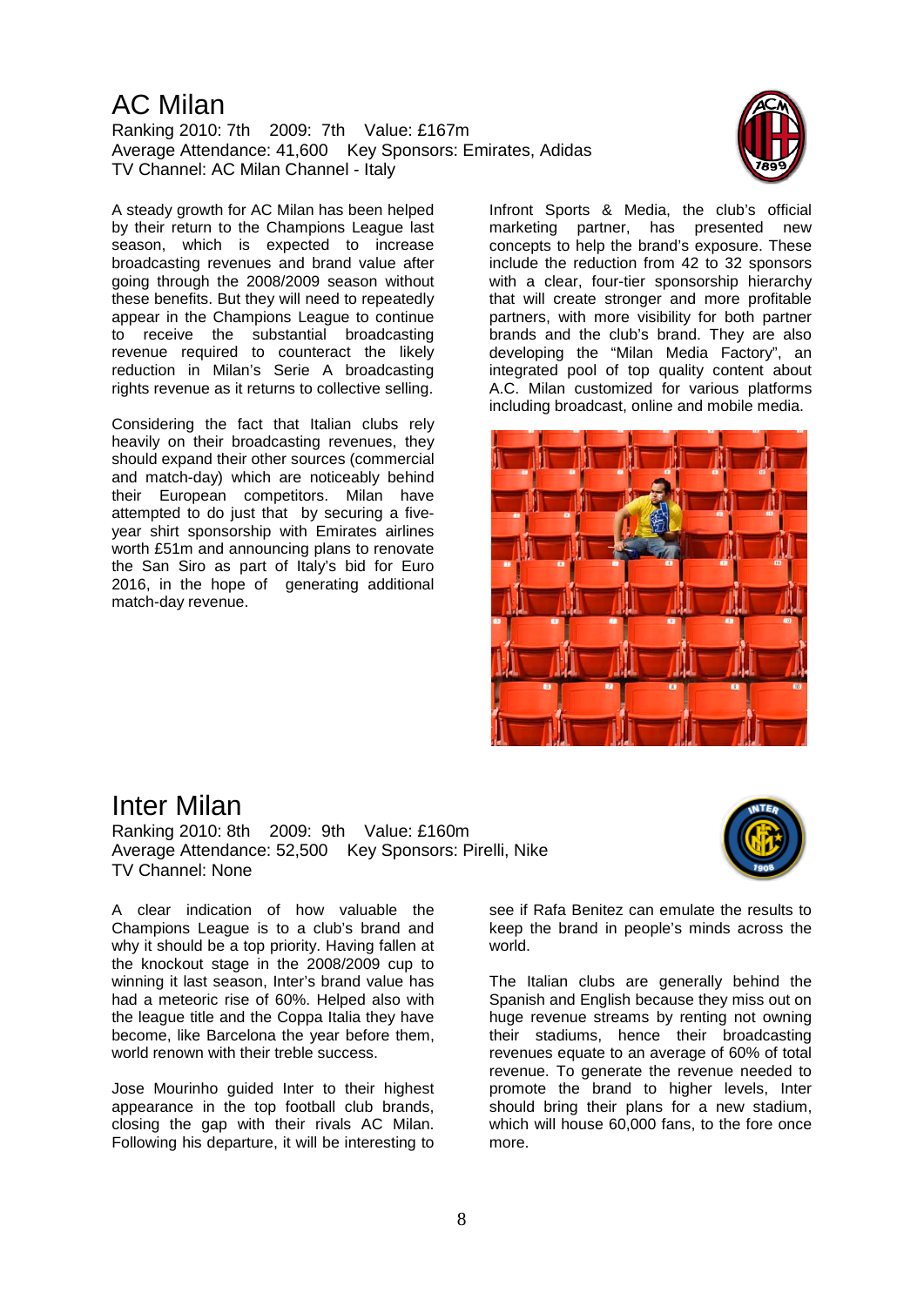# AC Milan

Ranking 2010: 7th  2009: 7th  Value: £167m
Average Attendance: 41,600  Key Sponsors: Emirates, Adidas
TV Channel: AC Milan Channel - Italy

A steady growth for AC Milan has been helped by their return to the Champions League last season, which is expected to increase broadcasting revenues and brand value after going through the 2008/2009 season without these benefits. But they will need to repeatedly appear in the Champions League to continue to receive the substantial broadcasting revenue required to counteract the likely reduction in Milan's Serie A broadcasting rights revenue as it returns to collective selling.

Considering the fact that Italian clubs rely heavily on their broadcasting revenues, they should expand their other sources (commercial and match-day) which are noticeably behind their European competitors. Milan have attempted to do just that by securing a five-year shirt sponsorship with Emirates airlines worth £51m and announcing plans to renovate the San Siro as part of Italy's bid for Euro 2016, in the hope of generating additional match-day revenue.

Infront Sports & Media, the club's official marketing partner, has presented new concepts to help the brand's exposure. These include the reduction from 42 to 32 sponsors with a clear, four-tier sponsorship hierarchy that will create stronger and more profitable partners, with more visibility for both partner brands and the club's brand. They are also developing the "Milan Media Factory", an integrated pool of top quality content about A.C. Milan customized for various platforms including broadcast, online and mobile media.

# Inter Milan

Ranking 2010: 8th  2009: 9th  Value: £160m
Average Attendance: 52,500  Key Sponsors: Pirelli, Nike
TV Channel: None

A clear indication of how valuable the Champions League is to a club's brand and why it should be a top priority. Having fallen at the knockout stage in the 2008/2009 cup to winning it last season, Inter's brand value has had a meteoric rise of 60%. Helped also with the league title and the Coppa Italia they have become, like Barcelona the year before them, world renown with their treble success.

Jose Mourinho guided Inter to their highest appearance in the top football club brands, closing the gap with their rivals AC Milan. Following his departure, it will be interesting to see if Rafa Benitez can emulate the results to keep the brand in people's minds across the world.

The Italian clubs are generally behind the Spanish and English because they miss out on huge revenue streams by renting not owning their stadiums, hence their broadcasting revenues equate to an average of 60% of total revenue. To generate the revenue needed to promote the brand to higher levels, Inter should bring their plans for a new stadium, which will house 60,000 fans, to the fore once more.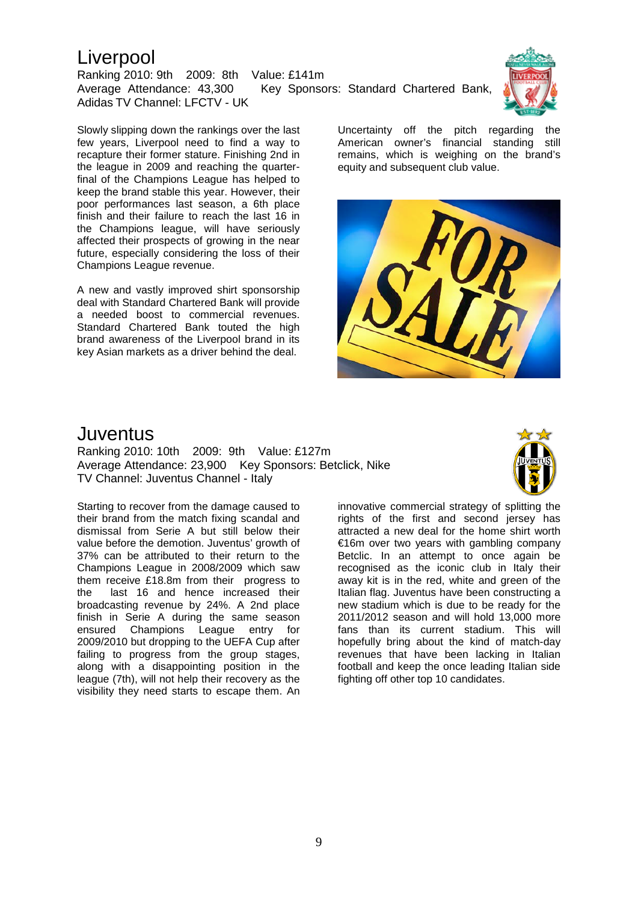# Liverpool

Ranking 2010: 9th 2009: 8th Value: £141m
Average Attendance: 43,300 Key Sponsors: Standard Chartered Bank, Adidas TV Channel: LFCTV - UK

Slowly slipping down the rankings over the last few years, Liverpool need to find a way to recapture their former stature. Finishing 2nd in the league in 2009 and reaching the quarter-final of the Champions League has helped to keep the brand stable this year. However, their poor performances last season, a 6th place finish and their failure to reach the last 16 in the Champions league, will have seriously affected their prospects of growing in the near future, especially considering the loss of their Champions League revenue.

A new and vastly improved shirt sponsorship deal with Standard Chartered Bank will provide a needed boost to commercial revenues. Standard Chartered Bank touted the high brand awareness of the Liverpool brand in its key Asian markets as a driver behind the deal.

Uncertainty off the pitch regarding the American owner's financial standing still remains, which is weighing on the brand's equity and subsequent club value.

# Juventus

Ranking 2010: 10th 2009: 9th Value: £127m
Average Attendance: 23,900 Key Sponsors: Betclick, Nike
TV Channel: Juventus Channel - Italy

Starting to recover from the damage caused to their brand from the match fixing scandal and dismissal from Serie A but still below their value before the demotion. Juventus' growth of 37% can be attributed to their return to the Champions League in 2008/2009 which saw them receive £18.8m from their progress to the last 16 and hence increased their broadcasting revenue by 24%. A 2nd place finish in Serie A during the same season ensured Champions League entry for 2009/2010 but dropping to the UEFA Cup after failing to progress from the group stages, along with a disappointing position in the league (7th), will not help their recovery as the visibility they need starts to escape them. An innovative commercial strategy of splitting the rights of the first and second jersey has attracted a new deal for the home shirt worth €16m over two years with gambling company Betclic. In an attempt to once again be recognised as the iconic club in Italy their away kit is in the red, white and green of the Italian flag. Juventus have been constructing a new stadium which is due to be ready for the 2011/2012 season and will hold 13,000 more fans than its current stadium. This will hopefully bring about the kind of match-day revenues that have been lacking in Italian football and keep the once leading Italian side fighting off other top 10 candidates.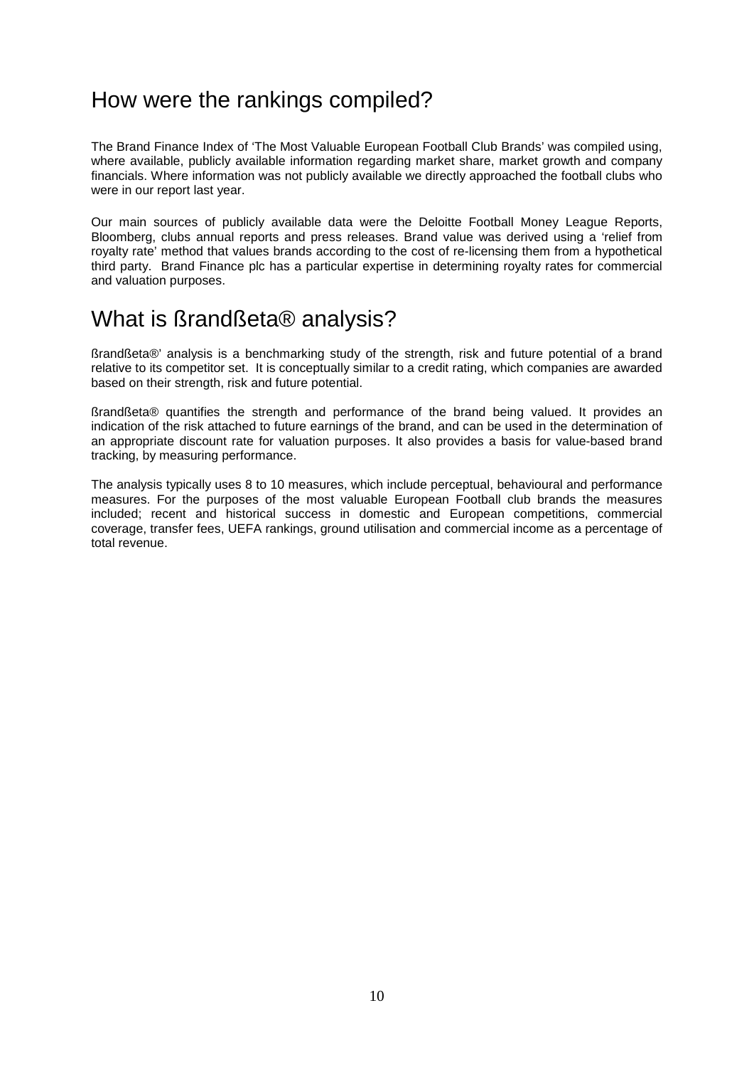## How were the rankings compiled?

The Brand Finance Index of 'The Most Valuable European Football Club Brands' was compiled using, where available, publicly available information regarding market share, market growth and company financials. Where information was not publicly available we directly approached the football clubs who were in our report last year.

Our main sources of publicly available data were the Deloitte Football Money League Reports, Bloomberg, clubs annual reports and press releases. Brand value was derived using a 'relief from royalty rate' method that values brands according to the cost of re-licensing them from a hypothetical third party. Brand Finance plc has a particular expertise in determining royalty rates for commercial and valuation purposes.

## What is ßrandßeta® analysis?

ßrandßeta®' analysis is a benchmarking study of the strength, risk and future potential of a brand relative to its competitor set. It is conceptually similar to a credit rating, which companies are awarded based on their strength, risk and future potential.

ßrandßeta® quantifies the strength and performance of the brand being valued. It provides an indication of the risk attached to future earnings of the brand, and can be used in the determination of an appropriate discount rate for valuation purposes. It also provides a basis for value-based brand tracking, by measuring performance.

The analysis typically uses 8 to 10 measures, which include perceptual, behavioural and performance measures. For the purposes of the most valuable European Football club brands the measures included; recent and historical success in domestic and European competitions, commercial coverage, transfer fees, UEFA rankings, ground utilisation and commercial income as a percentage of total revenue.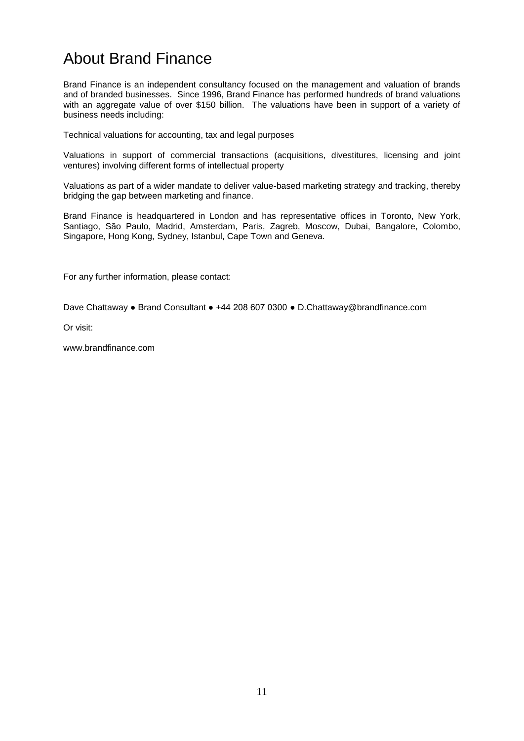# About Brand Finance

Brand Finance is an independent consultancy focused on the management and valuation of brands and of branded businesses. Since 1996, Brand Finance has performed hundreds of brand valuations with an aggregate value of over $150 billion. The valuations have been in support of a variety of business needs including:

Technical valuations for accounting, tax and legal purposes

Valuations in support of commercial transactions (acquisitions, divestitures, licensing and joint ventures) involving different forms of intellectual property

Valuations as part of a wider mandate to deliver value-based marketing strategy and tracking, thereby bridging the gap between marketing and finance.

Brand Finance is headquartered in London and has representative offices in Toronto, New York, Santiago, São Paulo, Madrid, Amsterdam, Paris, Zagreb, Moscow, Dubai, Bangalore, Colombo, Singapore, Hong Kong, Sydney, Istanbul, Cape Town and Geneva.

For any further information, please contact:

Dave Chattaway ● Brand Consultant ● +44 208 607 0300 ● D.Chattaway@brandfinance.com

Or visit:

www.brandfinance.com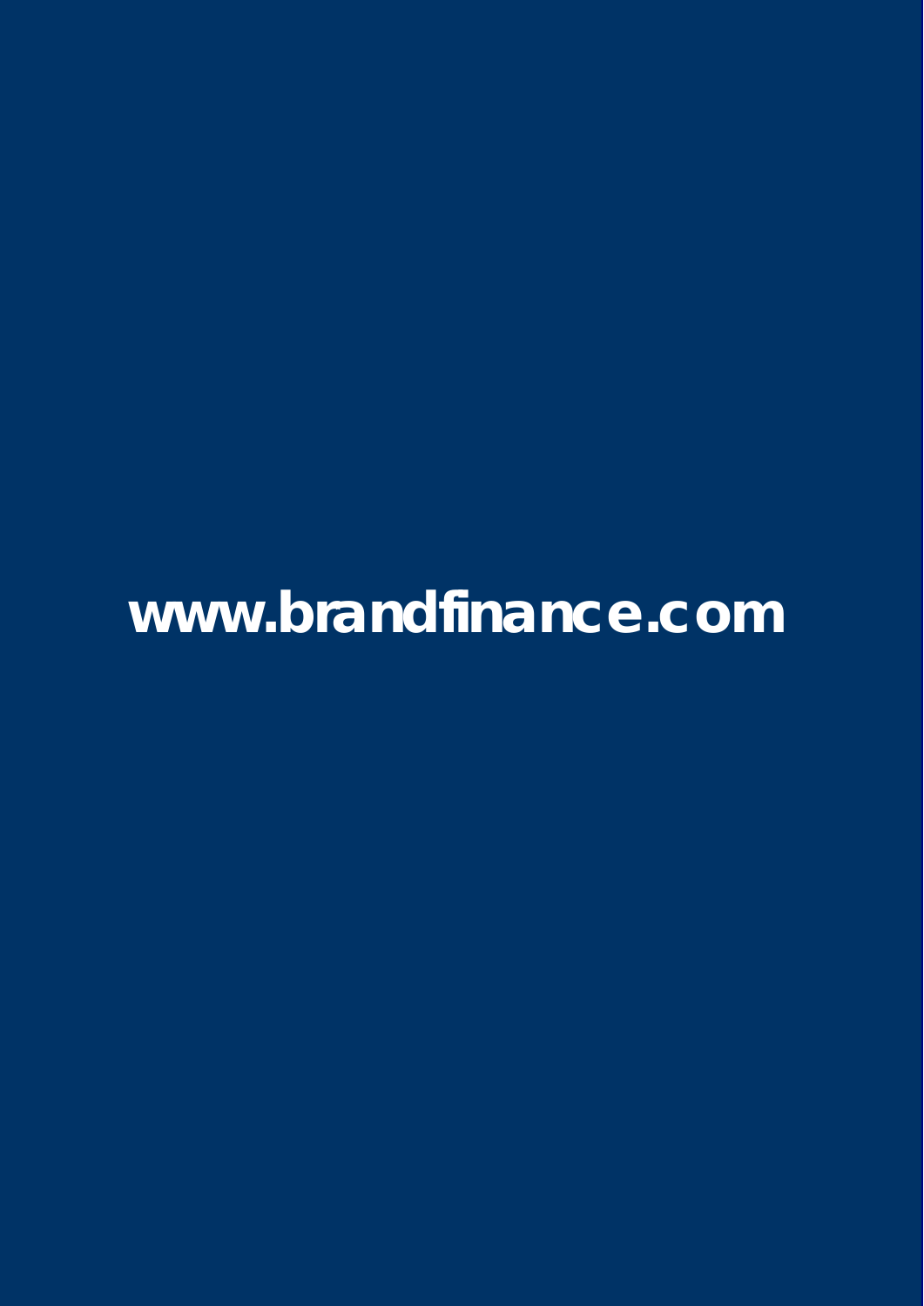**www.brandfinance.com**